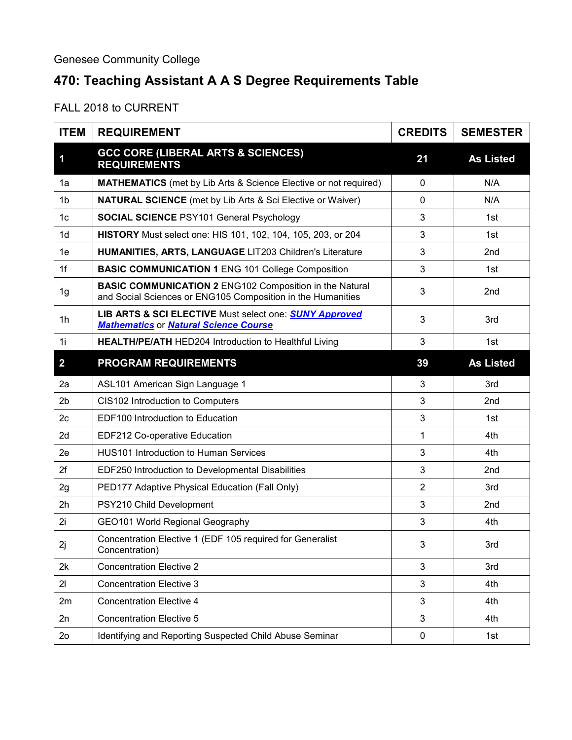Genesee Community College

# 470: Teaching Assistant A A S Degree Requirements Table

FALL 2018 to CURRENT

| ITEM | REQUIREMENT | CREDITS | SEMESTER |
|---|---|---|---|
| **1** | **GCC CORE (LIBERAL ARTS & SCIENCES) REQUIREMENTS** | **21** | **As Listed** |
| 1a | **MATHEMATICS** (met by Lib Arts & Science Elective or not required) | 0 | N/A |
| 1b | **NATURAL SCIENCE** (met by Lib Arts & Sci Elective or Waiver) | 0 | N/A |
| 1c | **SOCIAL SCIENCE** PSY101 General Psychology | 3 | 1st |
| 1d | **HISTORY** Must select one: HIS 101, 102, 104, 105, 203, or 204 | 3 | 1st |
| 1e | **HUMANITIES, ARTS, LANGUAGE** LIT203 Children's Literature | 3 | 2nd |
| 1f | **BASIC COMMUNICATION 1** ENG 101 College Composition | 3 | 1st |
| 1g | **BASIC COMMUNICATION 2** ENG102 Composition in the Natural and Social Sciences or ENG105 Composition in the Humanities | 3 | 2nd |
| 1h | **LIB ARTS & SCI ELECTIVE** Must select one: ***SUNY Approved Mathematics*** or ***Natural Science Course*** | 3 | 3rd |
| 1i | **HEALTH/PE/ATH** HED204 Introduction to Healthful Living | 3 | 1st |
| **2** | **PROGRAM REQUIREMENTS** | **39** | **As Listed** |
| 2a | ASL101 American Sign Language 1 | 3 | 3rd |
| 2b | CIS102 Introduction to Computers | 3 | 2nd |
| 2c | EDF100 Introduction to Education | 3 | 1st |
| 2d | EDF212 Co-operative Education | 1 | 4th |
| 2e | HUS101 Introduction to Human Services | 3 | 4th |
| 2f | EDF250 Introduction to Developmental Disabilities | 3 | 2nd |
| 2g | PED177 Adaptive Physical Education (Fall Only) | 2 | 3rd |
| 2h | PSY210 Child Development | 3 | 2nd |
| 2i | GEO101 World Regional Geography | 3 | 4th |
| 2j | Concentration Elective 1 (EDF 105 required for Generalist Concentration) | 3 | 3rd |
| 2k | Concentration Elective 2 | 3 | 3rd |
| 2l | Concentration Elective 3 | 3 | 4th |
| 2m | Concentration Elective 4 | 3 | 4th |
| 2n | Concentration Elective 5 | 3 | 4th |
| 2o | Identifying and Reporting Suspected Child Abuse Seminar | 0 | 1st |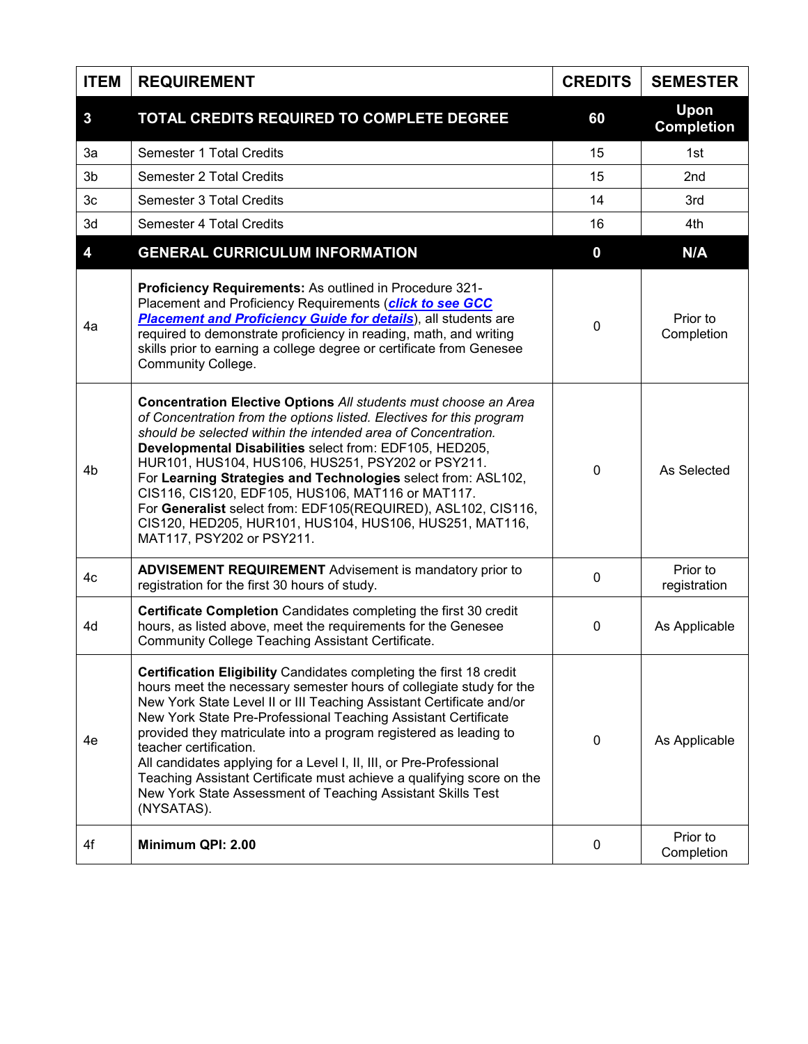| ITEM | REQUIREMENT | CREDITS | SEMESTER |
|---|---|---|---|
| **3** | **TOTAL CREDITS REQUIRED TO COMPLETE DEGREE** | **60** | **Upon Completion** |
| 3a | Semester 1 Total Credits | 15 | 1st |
| 3b | Semester 2 Total Credits | 15 | 2nd |
| 3c | Semester 3 Total Credits | 14 | 3rd |
| 3d | Semester 4 Total Credits | 16 | 4th |
| **4** | **GENERAL CURRICULUM INFORMATION** | **0** | **N/A** |
| 4a | **Proficiency Requirements:** As outlined in Procedure 321-Placement and Proficiency Requirements (***click to see GCC Placement and Proficiency Guide for details***), all students are required to demonstrate proficiency in reading, math, and writing skills prior to earning a college degree or certificate from Genesee Community College. | 0 | Prior to Completion |
| 4b | **Concentration Elective Options** *All students must choose an Area of Concentration from the options listed. Electives for this program should be selected within the intended area of Concentration.* **Developmental Disabilities** select from: EDF105, HED205, HUR101, HUS104, HUS106, HUS251, PSY202 or PSY211. For **Learning Strategies and Technologies** select from: ASL102, CIS116, CIS120, EDF105, HUS106, MAT116 or MAT117. For **Generalist** select from: EDF105(REQUIRED), ASL102, CIS116, CIS120, HED205, HUR101, HUS104, HUS106, HUS251, MAT116, MAT117, PSY202 or PSY211. | 0 | As Selected |
| 4c | **ADVISEMENT REQUIREMENT** Advisement is mandatory prior to registration for the first 30 hours of study. | 0 | Prior to registration |
| 4d | **Certificate Completion** Candidates completing the first 30 credit hours, as listed above, meet the requirements for the Genesee Community College Teaching Assistant Certificate. | 0 | As Applicable |
| 4e | **Certification Eligibility** Candidates completing the first 18 credit hours meet the necessary semester hours of collegiate study for the New York State Level II or III Teaching Assistant Certificate and/or New York State Pre-Professional Teaching Assistant Certificate provided they matriculate into a program registered as leading to teacher certification. All candidates applying for a Level I, II, III, or Pre-Professional Teaching Assistant Certificate must achieve a qualifying score on the New York State Assessment of Teaching Assistant Skills Test (NYSATAS). | 0 | As Applicable |
| 4f | **Minimum QPI: 2.00** | 0 | Prior to Completion |